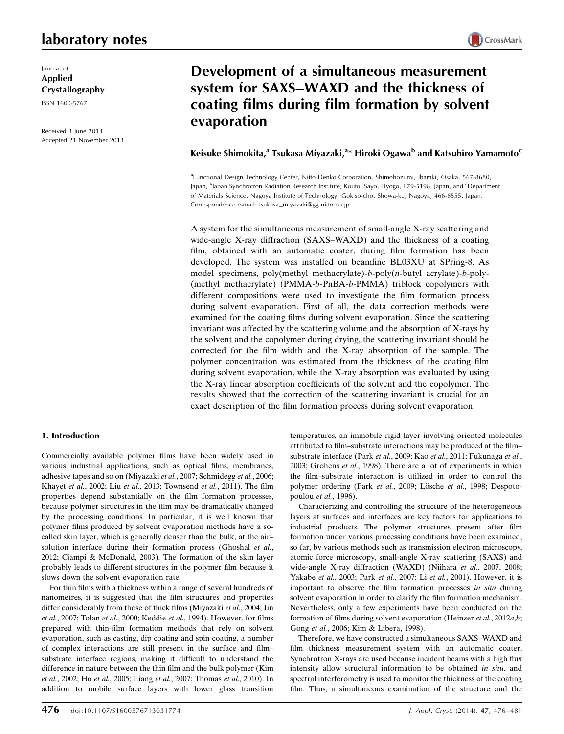laboratory notes

Journal of
**Applied Crystallography**
ISSN 1600-5767

Received 3 June 2013
Accepted 21 November 2013

# Development of a simultaneous measurement system for SAXS–WAXD and the thickness of coating films during film formation by solvent evaporation

**Keisuke Shimokita,[a] Tsukasa Miyazaki,[a]* Hiroki Ogawa[b] and Katsuhiro Yamamoto[c]**

[a]Functional Design Technology Center, Nitto Denko Corporation, Shimohozumi, Ibaraki, Osaka, 567-8680, Japan, [b]Japan Synchrotron Radiation Research Institute, Kouto, Sayo, Hyogo, 679-5198, Japan, and [c]Department of Materials Science, Nagoya Institute of Technology, Gokiso-cho, Showa-ku, Nagoya, 466-8555, Japan. Correspondence e-mail: tsukasa_miyazaki@gg.nitto.co.jp

A system for the simultaneous measurement of small-angle X-ray scattering and wide-angle X-ray diffraction (SAXS–WAXD) and the thickness of a coating film, obtained with an automatic coater, during film formation has been developed. The system was installed on beamline BL03XU at SPring-8. As model specimens, poly(methyl methacrylate)-*b*-poly(*n*-butyl acrylate)-*b*-poly(methyl methacrylate) (PMMA-*b*-PnBA-*b*-PMMA) triblock copolymers with different compositions were used to investigate the film formation process during solvent evaporation. First of all, the data correction methods were examined for the coating films during solvent evaporation. Since the scattering invariant was affected by the scattering volume and the absorption of X-rays by the solvent and the copolymer during drying, the scattering invariant should be corrected for the film width and the X-ray absorption of the sample. The polymer concentration was estimated from the thickness of the coating film during solvent evaporation, while the X-ray absorption was evaluated by using the X-ray linear absorption coefficients of the solvent and the copolymer. The results showed that the correction of the scattering invariant is crucial for an exact description of the film formation process during solvent evaporation.

## 1. Introduction

Commercially available polymer films have been widely used in various industrial applications, such as optical films, membranes, adhesive tapes and so on (Miyazaki *et al.*, 2007; Schmidegg *et al.*, 2006; Khayet *et al.*, 2002; Liu *et al.*, 2013; Townsend *et al.*, 2011). The film properties depend substantially on the film formation processes, because polymer structures in the film may be dramatically changed by the processing conditions. In particular, it is well known that polymer films produced by solvent evaporation methods have a so-called skin layer, which is generally denser than the bulk, at the air–solution interface during their formation process (Ghoshal *et al.*, 2012; Ciampi & McDonald, 2003). The formation of the skin layer probably leads to different structures in the polymer film because it slows down the solvent evaporation rate.

For thin films with a thickness within a range of several hundreds of nanometres, it is suggested that the film structures and properties differ considerably from those of thick films (Miyazaki *et al.*, 2004; Jin *et al.*, 2007; Tolan *et al.*, 2000; Keddie *et al.*, 1994). However, for films prepared with thin-film formation methods that rely on solvent evaporation, such as casting, dip coating and spin coating, a number of complex interactions are still present in the surface and film–substrate interface regions, making it difficult to understand the difference in nature between the thin film and the bulk polymer (Kim *et al.*, 2002; Ho *et al.*, 2005; Liang *et al.*, 2007; Thomas *et al.*, 2010). In addition to mobile surface layers with lower glass transition temperatures, an immobile rigid layer involving oriented molecules attributed to film–substrate interactions may be produced at the film–substrate interface (Park *et al.*, 2009; Kao *et al.*, 2011; Fukunaga *et al.*, 2003; Grohens *et al.*, 1998). There are a lot of experiments in which the film–substrate interaction is utilized in order to control the polymer ordering (Park *et al.*, 2009; Lösche *et al.*, 1998; Despotopoulou *et al.*, 1996).

Characterizing and controlling the structure of the heterogeneous layers at surfaces and interfaces are key factors for applications to industrial products. The polymer structures present after film formation under various processing conditions have been examined, so far, by various methods such as transmission electron microscopy, atomic force microscopy, small-angle X-ray scattering (SAXS) and wide-angle X-ray diffraction (WAXD) (Niihara *et al.*, 2007, 2008; Yakabe *et al.*, 2003; Park *et al.*, 2007; Li *et al.*, 2001). However, it is important to observe the film formation processes *in situ* during solvent evaporation in order to clarify the film formation mechanism. Nevertheless, only a few experiments have been conducted on the formation of films during solvent evaporation (Heinzer *et al.*, 2012*a*,*b*; Gong *et al.*, 2006; Kim & Libera, 1998).

Therefore, we have constructed a simultaneous SAXS–WAXD and film thickness measurement system with an automatic coater. Synchrotron X-rays are used because incident beams with a high flux intensity allow structural information to be obtained *in situ*, and spectral interferometry is used to monitor the thickness of the coating film. Thus, a simultaneous examination of the structure and the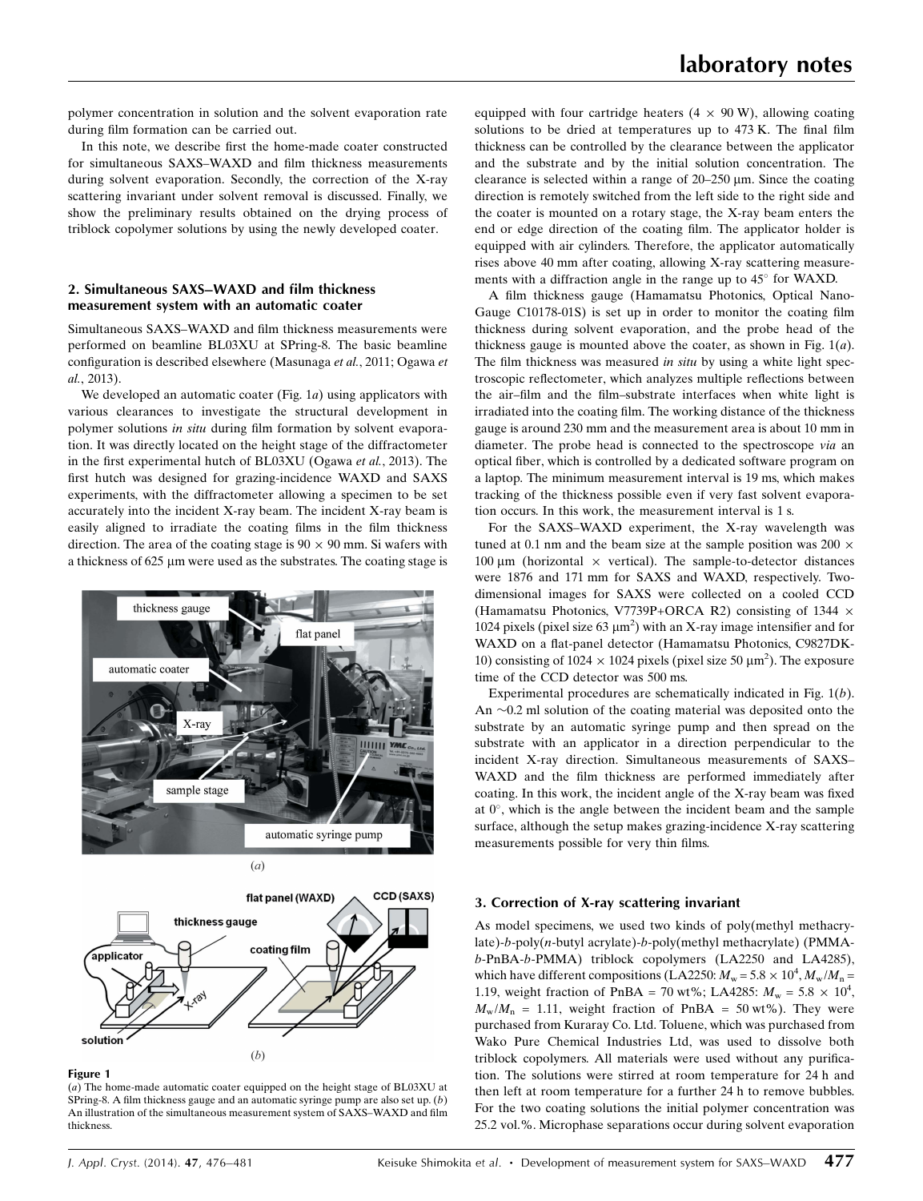polymer concentration in solution and the solvent evaporation rate during film formation can be carried out.

In this note, we describe first the home-made coater constructed for simultaneous SAXS–WAXD and film thickness measurements during solvent evaporation. Secondly, the correction of the X-ray scattering invariant under solvent removal is discussed. Finally, we show the preliminary results obtained on the drying process of triblock copolymer solutions by using the newly developed coater.

## 2. Simultaneous SAXS–WAXD and film thickness measurement system with an automatic coater

Simultaneous SAXS–WAXD and film thickness measurements were performed on beamline BL03XU at SPring-8. The basic beamline configuration is described elsewhere (Masunaga *et al.*, 2011; Ogawa *et al.*, 2013).

We developed an automatic coater (Fig. 1*a*) using applicators with various clearances to investigate the structural development in polymer solutions *in situ* during film formation by solvent evaporation. It was directly located on the height stage of the diffractometer in the first experimental hutch of BL03XU (Ogawa *et al.*, 2013). The first hutch was designed for grazing-incidence WAXD and SAXS experiments, with the diffractometer allowing a specimen to be set accurately into the incident X-ray beam. The incident X-ray beam is easily aligned to irradiate the coating films in the film thickness direction. The area of the coating stage is 90 × 90 mm. Si wafers with a thickness of 625 µm were used as the substrates. The coating stage is equipped with four cartridge heaters (4 × 90 W), allowing coating solutions to be dried at temperatures up to 473 K. The final film thickness can be controlled by the clearance between the applicator and the substrate and by the initial solution concentration. The clearance is selected within a range of 20–250 µm. Since the coating direction is remotely switched from the left side to the right side and the coater is mounted on a rotary stage, the X-ray beam enters the end or edge direction of the coating film. The applicator holder is equipped with air cylinders. Therefore, the applicator automatically rises above 40 mm after coating, allowing X-ray scattering measurements with a diffraction angle in the range up to 45° for WAXD.

A film thickness gauge (Hamamatsu Photonics, Optical Nano-Gauge C10178-01S) is set up in order to monitor the coating film thickness during solvent evaporation, and the probe head of the thickness gauge is mounted above the coater, as shown in Fig. 1(*a*). The film thickness was measured *in situ* by using a white light spectroscopic reflectometer, which analyzes multiple reflections between the air–film and the film–substrate interfaces when white light is irradiated into the coating film. The working distance of the thickness gauge is around 230 mm and the measurement area is about 10 mm in diameter. The probe head is connected to the spectroscope *via* an optical fiber, which is controlled by a dedicated software program on a laptop. The minimum measurement interval is 19 ms, which makes tracking of the thickness possible even if very fast solvent evaporation occurs. In this work, the measurement interval is 1 s.

For the SAXS–WAXD experiment, the X-ray wavelength was tuned at 0.1 nm and the beam size at the sample position was 200 × 100 µm (horizontal × vertical). The sample-to-detector distances were 1876 and 171 mm for SAXS and WAXD, respectively. Two-dimensional images for SAXS were collected on a cooled CCD (Hamamatsu Photonics, V7739P+ORCA R2) consisting of 1344 × 1024 pixels (pixel size 63 µm$^2$) with an X-ray image intensifier and for WAXD on a flat-panel detector (Hamamatsu Photonics, C9827DK-10) consisting of 1024 × 1024 pixels (pixel size 50 µm$^2$). The exposure time of the CCD detector was 500 ms.

Experimental procedures are schematically indicated in Fig. 1(*b*). An ~0.2 ml solution of the coating material was deposited onto the substrate by an automatic syringe pump and then spread on the substrate with an applicator in a direction perpendicular to the incident X-ray direction. Simultaneous measurements of SAXS–WAXD and the film thickness are performed immediately after coating. In this work, the incident angle of the X-ray beam was fixed at 0°, which is the angle between the incident beam and the sample surface, although the setup makes grazing-incidence X-ray scattering measurements possible for very thin films.

**Figure 1**
(*a*) The home-made automatic coater equipped on the height stage of BL03XU at SPring-8. A film thickness gauge and an automatic syringe pump are also set up. (*b*) An illustration of the simultaneous measurement system of SAXS–WAXD and film thickness.

## 3. Correction of X-ray scattering invariant

As model specimens, we used two kinds of poly(methyl methacrylate)-*b*-poly(*n*-butyl acrylate)-*b*-poly(methyl methacrylate) (PMMA-*b*-PnBA-*b*-PMMA) triblock copolymers (LA2250 and LA4285), which have different compositions (LA2250: $M_w = 5.8 \times 10^4$, $M_w/M_n = 1.19$, weight fraction of PnBA = 70 wt%; LA4285: $M_w = 5.8 \times 10^4$, $M_w/M_n = 1.11$, weight fraction of PnBA = 50 wt%). They were purchased from Kuraray Co. Ltd. Toluene, which was purchased from Wako Pure Chemical Industries Ltd, was used to dissolve both triblock copolymers. All materials were used without any purification. The solutions were stirred at room temperature for 24 h and then left at room temperature for a further 24 h to remove bubbles. For the two coating solutions the initial polymer concentration was 25.2 vol.%. Microphase separations occur during solvent evaporation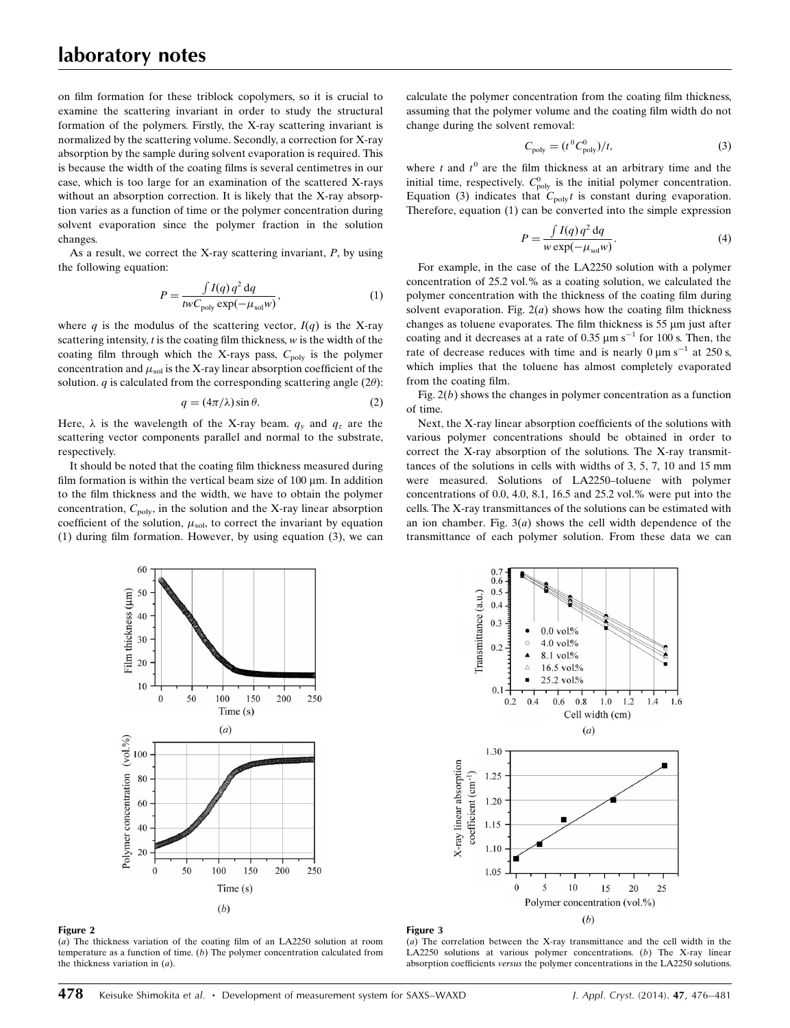on film formation for these triblock copolymers, so it is crucial to examine the scattering invariant in order to study the structural formation of the polymers. Firstly, the X-ray scattering invariant is normalized by the scattering volume. Secondly, a correction for X-ray absorption by the sample during solvent evaporation is required. This is because the width of the coating films is several centimetres in our case, which is too large for an examination of the scattered X-rays without an absorption correction. It is likely that the X-ray absorption varies as a function of time or the polymer concentration during solvent evaporation since the polymer fraction in the solution changes.

As a result, we correct the X-ray scattering invariant, $P$, by using the following equation:

$$P = \frac{\int I(q)\, q^2 \, \mathrm{d}q}{t w C_{\rm poly} \exp(-\mu_{\rm sol} w)}, \tag{1}$$

where $q$ is the modulus of the scattering vector, $I(q)$ is the X-ray scattering intensity, $t$ is the coating film thickness, $w$ is the width of the coating film through which the X-rays pass, $C_{\rm poly}$ is the polymer concentration and $\mu_{\rm sol}$ is the X-ray linear absorption coefficient of the solution. $q$ is calculated from the corresponding scattering angle ($2\theta$):

$$q = (4\pi/\lambda)\sin\theta. \tag{2}$$

Here, $\lambda$ is the wavelength of the X-ray beam. $q_y$ and $q_z$ are the scattering vector components parallel and normal to the substrate, respectively.

It should be noted that the coating film thickness measured during film formation is within the vertical beam size of 100 µm. In addition to the film thickness and the width, we have to obtain the polymer concentration, $C_{\rm poly}$, in the solution and the X-ray linear absorption coefficient of the solution, $\mu_{\rm sol}$, to correct the invariant by equation (1) during film formation. However, by using equation (3), we can calculate the polymer concentration from the coating film thickness, assuming that the polymer volume and the coating film width do not change during the solvent removal:

$$C_{\rm poly} = (t^0 C^0_{\rm poly})/t, \tag{3}$$

where $t$ and $t^0$ are the film thickness at an arbitrary time and the initial time, respectively. $C^0_{\rm poly}$ is the initial polymer concentration. Equation (3) indicates that $C_{\rm poly} t$ is constant during evaporation. Therefore, equation (1) can be converted into the simple expression

$$P = \frac{\int I(q)\, q^2 \, \mathrm{d}q}{w \exp(-\mu_{\rm sol} w)}. \tag{4}$$

For example, in the case of the LA2250 solution with a polymer concentration of 25.2 vol.% as a coating solution, we calculated the polymer concentration with the thickness of the coating film during solvent evaporation. Fig. 2(*a*) shows how the coating film thickness changes as toluene evaporates. The film thickness is 55 µm just after coating and it decreases at a rate of 0.35 µm s$^{-1}$ for 100 s. Then, the rate of decrease reduces with time and is nearly 0 µm s$^{-1}$ at 250 s, which implies that the toluene has almost completely evaporated from the coating film.

Fig. 2(*b*) shows the changes in polymer concentration as a function of time.

Next, the X-ray linear absorption coefficients of the solutions with various polymer concentrations should be obtained in order to correct the X-ray absorption of the solutions. The X-ray transmittances of the solutions in cells with widths of 3, 5, 7, 10 and 15 mm were measured. Solutions of LA2250–toluene with polymer concentrations of 0.0, 4.0, 8.1, 16.5 and 25.2 vol.% were put into the cells. The X-ray transmittances of the solutions can be estimated with an ion chamber. Fig. 3(*a*) shows the cell width dependence of the transmittance of each polymer solution. From these data we can

**Figure 2**
(*a*) The thickness variation of the coating film of an LA2250 solution at room temperature as a function of time. (*b*) The polymer concentration calculated from the thickness variation in (*a*).

**Figure 3**
(*a*) The correlation between the X-ray transmittance and the cell width in the LA2250 solutions at various polymer concentrations. (*b*) The X-ray linear absorption coefficients *versus* the polymer concentrations in the LA2250 solutions.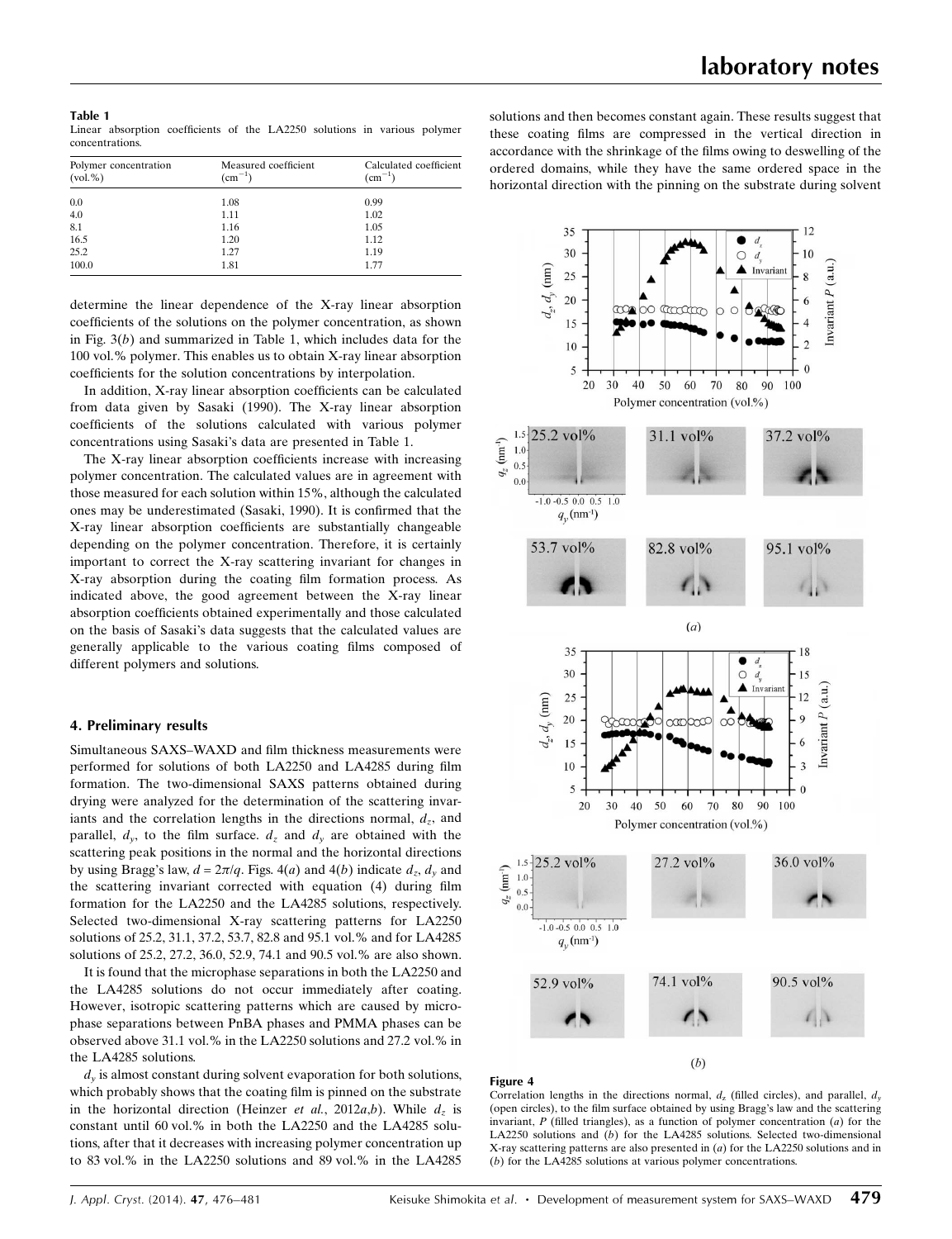**Table 1**
Linear absorption coefficients of the LA2250 solutions in various polymer concentrations.

| Polymer concentration (vol.%) | Measured coefficient ($cm^{-1}$) | Calculated coefficient ($cm^{-1}$) |
|---|---|---|
| 0.0 | 1.08 | 0.99 |
| 4.0 | 1.11 | 1.02 |
| 8.1 | 1.16 | 1.05 |
| 16.5 | 1.20 | 1.12 |
| 25.2 | 1.27 | 1.19 |
| 100.0 | 1.81 | 1.77 |

determine the linear dependence of the X-ray linear absorption coefficients of the solutions on the polymer concentration, as shown in Fig. 3(*b*) and summarized in Table 1, which includes data for the 100 vol.% polymer. This enables us to obtain X-ray linear absorption coefficients for the solution concentrations by interpolation.

In addition, X-ray linear absorption coefficients can be calculated from data given by Sasaki (1990). The X-ray linear absorption coefficients of the solutions calculated with various polymer concentrations using Sasaki's data are presented in Table 1.

The X-ray linear absorption coefficients increase with increasing polymer concentration. The calculated values are in agreement with those measured for each solution within 15%, although the calculated ones may be underestimated (Sasaki, 1990). It is confirmed that the X-ray linear absorption coefficients are substantially changeable depending on the polymer concentration. Therefore, it is certainly important to correct the X-ray scattering invariant for changes in X-ray absorption during the coating film formation process. As indicated above, the good agreement between the X-ray linear absorption coefficients obtained experimentally and those calculated on the basis of Sasaki's data suggests that the calculated values are generally applicable to the various coating films composed of different polymers and solutions.

## 4. Preliminary results

Simultaneous SAXS–WAXD and film thickness measurements were performed for solutions of both LA2250 and LA4285 during film formation. The two-dimensional SAXS patterns obtained during drying were analyzed for the determination of the scattering invariants and the correlation lengths in the directions normal, $d_z$, and parallel, $d_y$, to the film surface. $d_z$ and $d_y$ are obtained with the scattering peak positions in the normal and the horizontal directions by using Bragg's law, $d = 2\pi/q$. Figs. 4(*a*) and 4(*b*) indicate $d_z$, $d_y$ and the scattering invariant corrected with equation (4) during film formation for the LA2250 and the LA4285 solutions, respectively. Selected two-dimensional X-ray scattering patterns for LA2250 solutions of 25.2, 31.1, 37.2, 53.7, 82.8 and 95.1 vol.% and for LA4285 solutions of 25.2, 27.2, 36.0, 52.9, 74.1 and 90.5 vol.% are also shown.

It is found that the microphase separations in both the LA2250 and the LA4285 solutions do not occur immediately after coating. However, isotropic scattering patterns which are caused by microphase separations between PnBA phases and PMMA phases can be observed above 31.1 vol.% in the LA2250 solutions and 27.2 vol.% in the LA4285 solutions.

$d_y$ is almost constant during solvent evaporation for both solutions, which probably shows that the coating film is pinned on the substrate in the horizontal direction (Heinzer *et al.*, 2012*a*,*b*). While $d_z$ is constant until 60 vol.% in both the LA2250 and the LA4285 solutions, after that it decreases with increasing polymer concentration up to 83 vol.% in the LA2250 solutions and 89 vol.% in the LA4285 solutions and then becomes constant again. These results suggest that these coating films are compressed in the vertical direction in accordance with the shrinkage of the films owing to deswelling of the ordered domains, while they have the same ordered space in the horizontal direction with the pinning on the substrate during solvent

**Figure 4**
Correlation lengths in the directions normal, $d_z$ (filled circles), and parallel, $d_y$ (open circles), to the film surface obtained by using Bragg's law and the scattering invariant, $P$ (filled triangles), as a function of polymer concentration (*a*) for the LA2250 solutions and (*b*) for the LA4285 solutions. Selected two-dimensional X-ray scattering patterns are also presented in (*a*) for the LA2250 solutions and in (*b*) for the LA4285 solutions at various polymer concentrations.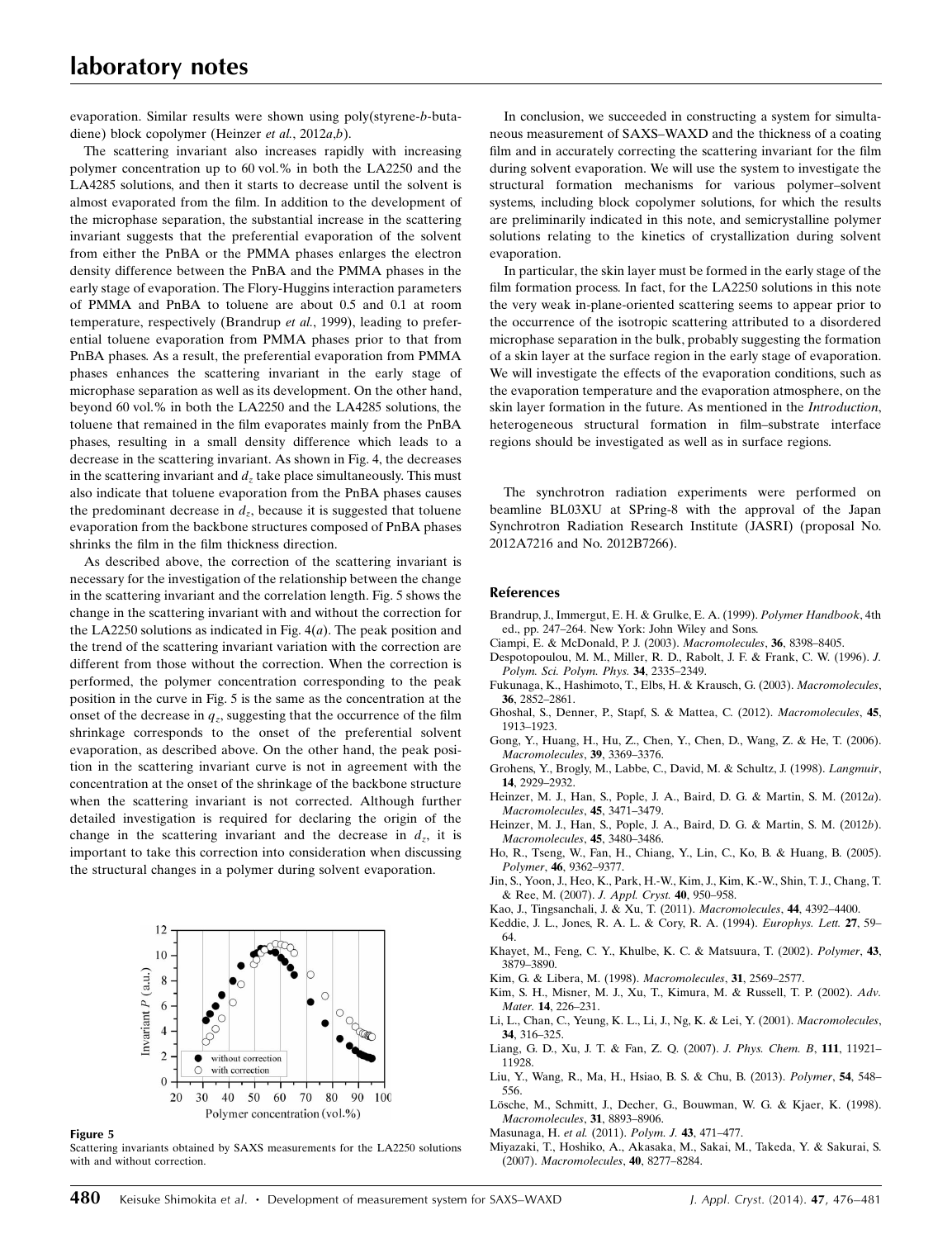evaporation. Similar results were shown using poly(styrene-*b*-butadiene) block copolymer (Heinzer *et al.*, 2012*a*,*b*).

The scattering invariant also increases rapidly with increasing polymer concentration up to 60 vol.% in both the LA2250 and the LA4285 solutions, and then it starts to decrease until the solvent is almost evaporated from the film. In addition to the development of the microphase separation, the substantial increase in the scattering invariant suggests that the preferential evaporation of the solvent from either the PnBA or the PMMA phases enlarges the electron density difference between the PnBA and the PMMA phases in the early stage of evaporation. The Flory-Huggins interaction parameters of PMMA and PnBA to toluene are about 0.5 and 0.1 at room temperature, respectively (Brandrup *et al.*, 1999), leading to preferential toluene evaporation from PMMA phases prior to that from PnBA phases. As a result, the preferential evaporation from PMMA phases enhances the scattering invariant in the early stage of microphase separation as well as its development. On the other hand, beyond 60 vol.% in both the LA2250 and the LA4285 solutions, the toluene that remained in the film evaporates mainly from the PnBA phases, resulting in a small density difference which leads to a decrease in the scattering invariant. As shown in Fig. 4, the decreases in the scattering invariant and $d_z$ take place simultaneously. This must also indicate that toluene evaporation from the PnBA phases causes the predominant decrease in $d_z$, because it is suggested that toluene evaporation from the backbone structures composed of PnBA phases shrinks the film in the film thickness direction.

As described above, the correction of the scattering invariant is necessary for the investigation of the relationship between the change in the scattering invariant and the correlation length. Fig. 5 shows the change in the scattering invariant with and without the correction for the LA2250 solutions as indicated in Fig. 4(*a*). The peak position and the trend of the scattering invariant variation with the correction are different from those without the correction. When the correction is performed, the polymer concentration corresponding to the peak position in the curve in Fig. 5 is the same as the concentration at the onset of the decrease in $q_z$, suggesting that the occurrence of the film shrinkage corresponds to the onset of the preferential solvent evaporation, as described above. On the other hand, the peak position in the scattering invariant curve is not in agreement with the concentration at the onset of the shrinkage of the backbone structure when the scattering invariant is not corrected. Although further detailed investigation is required for declaring the origin of the change in the scattering invariant and the decrease in $d_z$, it is important to take this correction into consideration when discussing the structural changes in a polymer during solvent evaporation.

**Figure 5**
Scattering invariants obtained by SAXS measurements for the LA2250 solutions with and without correction.

In conclusion, we succeeded in constructing a system for simultaneous measurement of SAXS–WAXD and the thickness of a coating film and in accurately correcting the scattering invariant for the film during solvent evaporation. We will use the system to investigate the structural formation mechanisms for various polymer–solvent systems, including block copolymer solutions, for which the results are preliminarily indicated in this note, and semicrystalline polymer solutions relating to the kinetics of crystallization during solvent evaporation.

In particular, the skin layer must be formed in the early stage of the film formation process. In fact, for the LA2250 solutions in this note the very weak in-plane-oriented scattering seems to appear prior to the occurrence of the isotropic scattering attributed to a disordered microphase separation in the bulk, probably suggesting the formation of a skin layer at the surface region in the early stage of evaporation. We will investigate the effects of the evaporation conditions, such as the evaporation temperature and the evaporation atmosphere, on the skin layer formation in the future. As mentioned in the *Introduction*, heterogeneous structural formation in film–substrate interface regions should be investigated as well as in surface regions.

The synchrotron radiation experiments were performed on beamline BL03XU at SPring-8 with the approval of the Japan Synchrotron Radiation Research Institute (JASRI) (proposal No. 2012A7216 and No. 2012B7266).

## References

Brandrup, J., Immergut, E. H. & Grulke, E. A. (1999). *Polymer Handbook*, 4th ed., pp. 247–264. New York: John Wiley and Sons.

Ciampi, E. & McDonald, P. J. (2003). *Macromolecules*, **36**, 8398–8405.

Despotopoulou, M. M., Miller, R. D., Rabolt, J. F. & Frank, C. W. (1996). *J. Polym. Sci. Polym. Phys.* **34**, 2335–2349.

Fukunaga, K., Hashimoto, T., Elbs, H. & Krausch, G. (2003). *Macromolecules*, **36**, 2852–2861.

Ghoshal, S., Denner, P., Stapf, S. & Mattea, C. (2012). *Macromolecules*, **45**, 1913–1923.

Gong, Y., Huang, H., Hu, Z., Chen, Y., Chen, D., Wang, Z. & He, T. (2006). *Macromolecules*, **39**, 3369–3376.

Grohens, Y., Brogly, M., Labbe, C., David, M. & Schultz, J. (1998). *Langmuir*, **14**, 2929–2932.

Heinzer, M. J., Han, S., Pople, J. A., Baird, D. G. & Martin, S. M. (2012*a*). *Macromolecules*, **45**, 3471–3479.

Heinzer, M. J., Han, S., Pople, J. A., Baird, D. G. & Martin, S. M. (2012*b*). *Macromolecules*, **45**, 3480–3486.

Ho, R., Tseng, W., Fan, H., Chiang, Y., Lin, C., Ko, B. & Huang, B. (2005). *Polymer*, **46**, 9362–9377.

Jin, S., Yoon, J., Heo, K., Park, H.-W., Kim, J., Kim, K.-W., Shin, T. J., Chang, T. & Ree, M. (2007). *J. Appl. Cryst.* **40**, 950–958.

Kao, J., Tingsanchali, J. & Xu, T. (2011). *Macromolecules*, **44**, 4392–4400.

Keddie, J. L., Jones, R. A. L. & Cory, R. A. (1994). *Europhys. Lett.* **27**, 59–64.

Khayet, M., Feng, C. Y., Khulbe, K. C. & Matsuura, T. (2002). *Polymer*, **43**, 3879–3890.

Kim, G. & Libera, M. (1998). *Macromolecules*, **31**, 2569–2577.

Kim, S. H., Misner, M. J., Xu, T., Kimura, M. & Russell, T. P. (2002). *Adv. Mater.* **14**, 226–231.

Li, L., Chan, C., Yeung, K. L., Li, J., Ng, K. & Lei, Y. (2001). *Macromolecules*, **34**, 316–325.

Liang, G. D., Xu, J. T. & Fan, Z. Q. (2007). *J. Phys. Chem. B*, **111**, 11921–11928.

Liu, Y., Wang, R., Ma, H., Hsiao, B. S. & Chu, B. (2013). *Polymer*, **54**, 548–556.

Lösche, M., Schmitt, J., Decher, G., Bouwman, W. G. & Kjaer, K. (1998). *Macromolecules*, **31**, 8893–8906.

Masunaga, H. *et al.* (2011). *Polym. J.* **43**, 471–477.

Miyazaki, T., Hoshiko, A., Akasaka, M., Sakai, M., Takeda, Y. & Sakurai, S. (2007). *Macromolecules*, **40**, 8277–8284.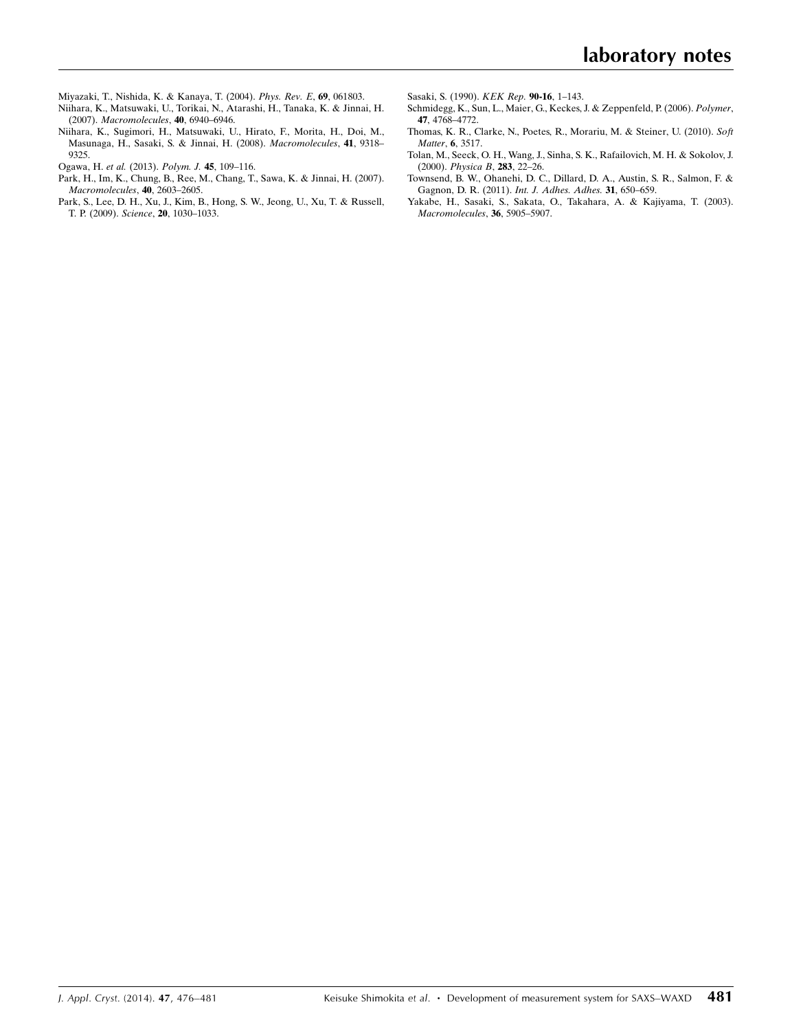Miyazaki, T., Nishida, K. & Kanaya, T. (2004). *Phys. Rev. E*, **69**, 061803.

Niihara, K., Matsuwaki, U., Torikai, N., Atarashi, H., Tanaka, K. & Jinnai, H. (2007). *Macromolecules*, **40**, 6940–6946.

Niihara, K., Sugimori, H., Matsuwaki, U., Hirato, F., Morita, H., Doi, M., Masunaga, H., Sasaki, S. & Jinnai, H. (2008). *Macromolecules*, **41**, 9318–9325.

Ogawa, H. *et al.* (2013). *Polym. J.* **45**, 109–116.

Park, H., Im, K., Chung, B., Ree, M., Chang, T., Sawa, K. & Jinnai, H. (2007). *Macromolecules*, **40**, 2603–2605.

Park, S., Lee, D. H., Xu, J., Kim, B., Hong, S. W., Jeong, U., Xu, T. & Russell, T. P. (2009). *Science*, **20**, 1030–1033.

Sasaki, S. (1990). *KEK Rep.* **90-16**, 1–143.

Schmidegg, K., Sun, L., Maier, G., Keckes, J. & Zeppenfeld, P. (2006). *Polymer*, **47**, 4768–4772.

Thomas, K. R., Clarke, N., Poetes, R., Morariu, M. & Steiner, U. (2010). *Soft Matter*, **6**, 3517.

Tolan, M., Seeck, O. H., Wang, J., Sinha, S. K., Rafailovich, M. H. & Sokolov, J. (2000). *Physica B*, **283**, 22–26.

Townsend, B. W., Ohanehi, D. C., Dillard, D. A., Austin, S. R., Salmon, F. & Gagnon, D. R. (2011). *Int. J. Adhes. Adhes.* **31**, 650–659.

Yakabe, H., Sasaki, S., Sakata, O., Takahara, A. & Kajiyama, T. (2003). *Macromolecules*, **36**, 5905–5907.